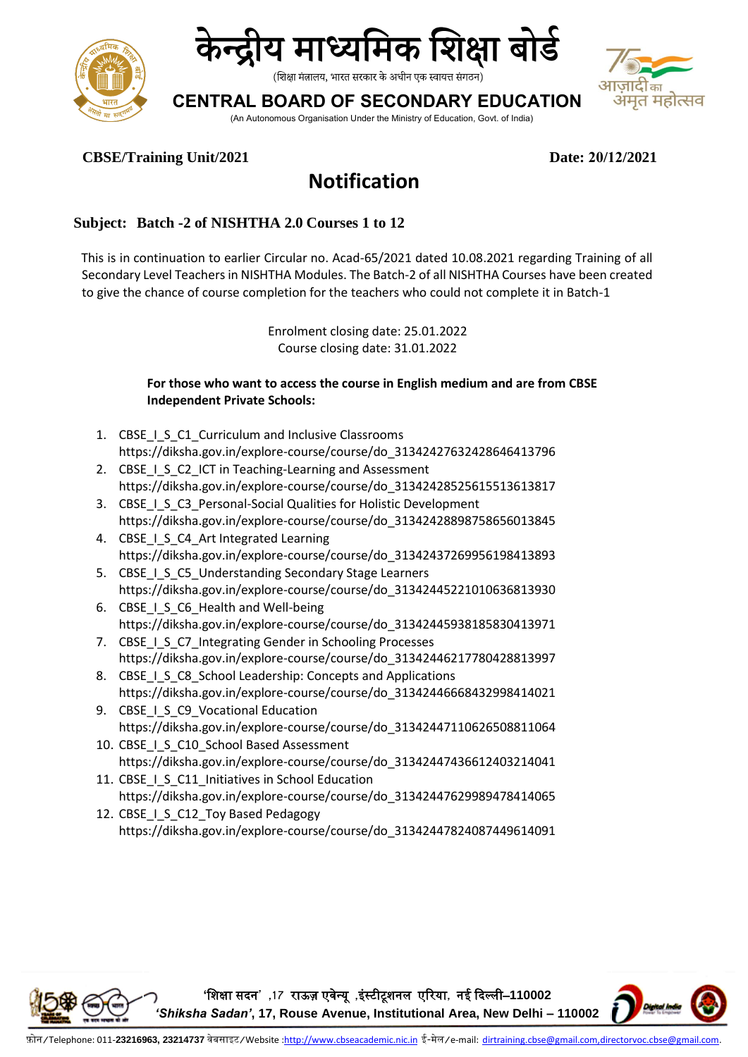# केन्द्रीय माध्यमिक शिक्षा बोर्ड

(शिक्षा मंत्रालय, भारत सरकार के अधीन एक स्वायत्त संगठन)

## CENTRAL BOARD OF SECONDARY EDUCATION

(An Autonomous Organisation Under the Ministry of Education, Govt. of India)

**CBSE/Training Unit/2021** **Date: 20/12/2021**

## Notification

**Subject: Batch -2 of NISHTHA 2.0 Courses 1 to 12**

This is in continuation to earlier Circular no. Acad-65/2021 dated 10.08.2021 regarding Training of all Secondary Level Teachers in NISHTHA Modules. The Batch-2 of all NISHTHA Courses have been created to give the chance of course completion for the teachers who could not complete it in Batch-1

Enrolment closing date: 25.01.2022
Course closing date: 31.01.2022

**For those who want to access the course in English medium and are from CBSE Independent Private Schools:**

1. CBSE_I_S_C1_Curriculum and Inclusive Classrooms
   https://diksha.gov.in/explore-course/course/do_31342427632428646413796
2. CBSE_I_S_C2_ICT in Teaching-Learning and Assessment
   https://diksha.gov.in/explore-course/course/do_31342428525615513613817
3. CBSE_I_S_C3_Personal-Social Qualities for Holistic Development
   https://diksha.gov.in/explore-course/course/do_31342428898758656013845
4. CBSE_I_S_C4_Art Integrated Learning
   https://diksha.gov.in/explore-course/course/do_31342437269956198413893
5. CBSE_I_S_C5_Understanding Secondary Stage Learners
   https://diksha.gov.in/explore-course/course/do_31342445221010636813930
6. CBSE_I_S_C6_Health and Well-being
   https://diksha.gov.in/explore-course/course/do_31342445938185830413971
7. CBSE_I_S_C7_Integrating Gender in Schooling Processes
   https://diksha.gov.in/explore-course/course/do_31342446217780428813997
8. CBSE_I_S_C8_School Leadership: Concepts and Applications
   https://diksha.gov.in/explore-course/course/do_31342446668432998414021
9. CBSE_I_S_C9_Vocational Education
   https://diksha.gov.in/explore-course/course/do_31342447110626508811064
10. CBSE_I_S_C10_School Based Assessment
    https://diksha.gov.in/explore-course/course/do_31342447436612403214041
11. CBSE_I_S_C11_Initiatives in School Education
    https://diksha.gov.in/explore-course/course/do_31342447629989478414065
12. CBSE_I_S_C12_Toy Based Pedagogy
    https://diksha.gov.in/explore-course/course/do_31342447824087449614091

'शिक्षा सदन' ,17 राऊज़ एवेन्यू ,इंस्टीटूशनल एरिया, नई दिल्ली–110002
*'Shiksha Sadan'*, 17, Rouse Avenue, Institutional Area, New Delhi – 110002

फ़ोन/Telephone: 011-**23216963, 23214737** वेबसाइट/Website :http://www.cbseacademic.nic.in ई-मेल/e-mail: dirtraining.cbse@gmail.com,directorvoc.cbse@gmail.com.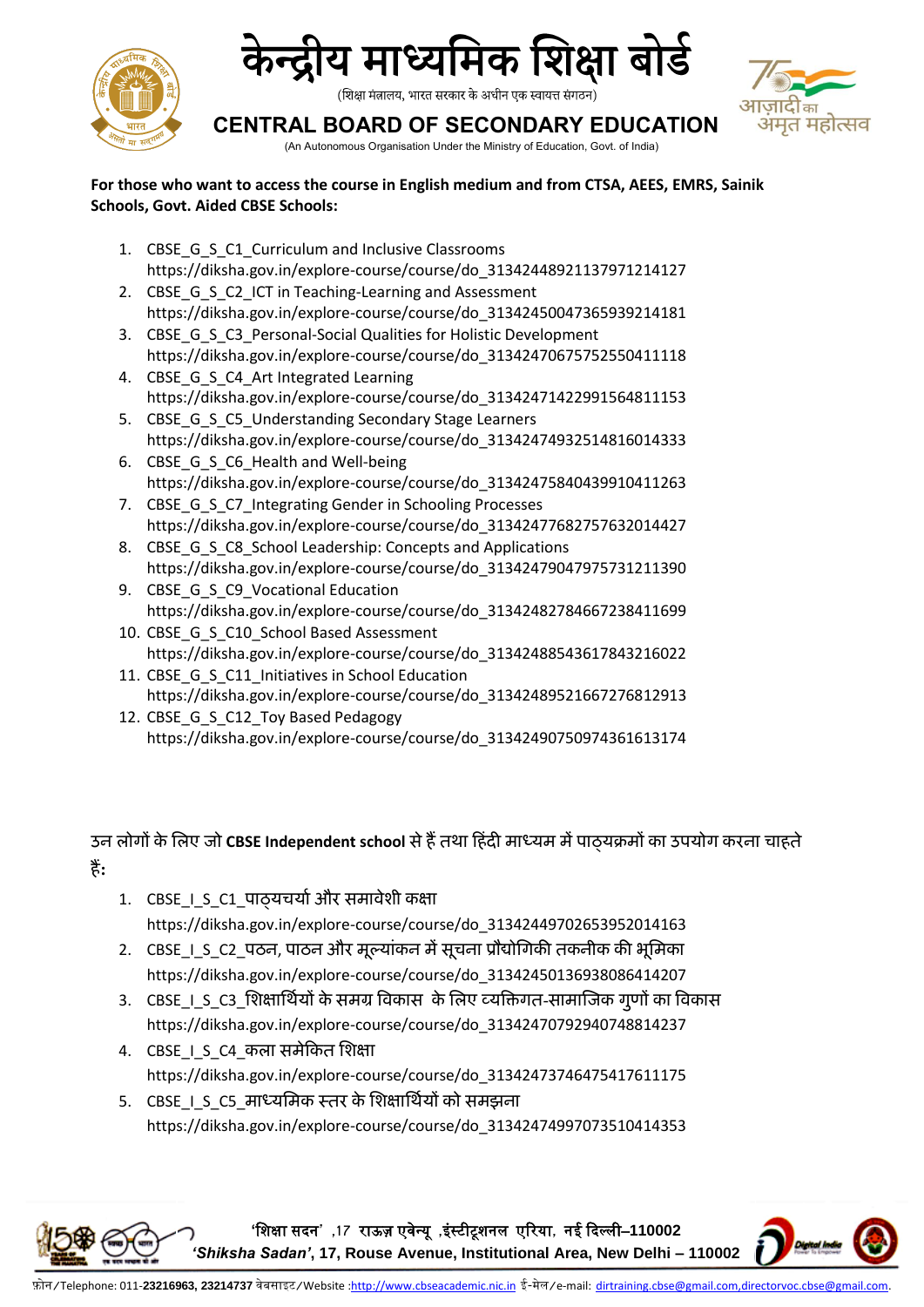**For those who want to access the course in English medium and from CTSA, AEES, EMRS, Sainik Schools, Govt. Aided CBSE Schools:**

1. CBSE_G_S_C1_Curriculum and Inclusive Classrooms
   https://diksha.gov.in/explore-course/course/do_3134244892113797121412 7
2. CBSE_G_S_C2_ICT in Teaching-Learning and Assessment
   https://diksha.gov.in/explore-course/course/do_31342450047365939214181
3. CBSE_G_S_C3_Personal-Social Qualities for Holistic Development
   https://diksha.gov.in/explore-course/course/do_31342470675752550411118
4. CBSE_G_S_C4_Art Integrated Learning
   https://diksha.gov.in/explore-course/course/do_31342471422991564811153
5. CBSE_G_S_C5_Understanding Secondary Stage Learners
   https://diksha.gov.in/explore-course/course/do_31342474932514816014333
6. CBSE_G_S_C6_Health and Well-being
   https://diksha.gov.in/explore-course/course/do_31342475840439910411263
7. CBSE_G_S_C7_Integrating Gender in Schooling Processes
   https://diksha.gov.in/explore-course/course/do_31342477682757632014427
8. CBSE_G_S_C8_School Leadership: Concepts and Applications
   https://diksha.gov.in/explore-course/course/do_31342479047975731211390
9. CBSE_G_S_C9_Vocational Education
   https://diksha.gov.in/explore-course/course/do_31342482784667238411699
10. CBSE_G_S_C10_School Based Assessment
    https://diksha.gov.in/explore-course/course/do_31342488543617843216022
11. CBSE_G_S_C11_Initiatives in School Education
    https://diksha.gov.in/explore-course/course/do_31342489521667276812913
12. CBSE_G_S_C12_Toy Based Pedagogy
    https://diksha.gov.in/explore-course/course/do_31342490750974361613174

उन लोगों के लिए जो **CBSE Independent school** से हैं तथा हिंदी माध्यम में पाठ्यक्रमों का उपयोग करना चाहते हैं:

1. CBSE_I_S_C1_पाठ्यचर्या और समावेशी कक्षा
   https://diksha.gov.in/explore-course/course/do_31342449702653952014163
2. CBSE_I_S_C2_पठन, पाठन और मूल्यांकन में सूचना प्रौद्योगिकी तकनीक की भूमिका
   https://diksha.gov.in/explore-course/course/do_31342450136938086414207
3. CBSE_I_S_C3_शिक्षार्थियों के समग्र विकास के लिए व्यक्तिगत-सामाजिक गुणों का विकास
   https://diksha.gov.in/explore-course/course/do_31342470792940748814237
4. CBSE_I_S_C4_कला समेकित शिक्षा
   https://diksha.gov.in/explore-course/course/do_31342473746475417611175
5. CBSE_I_S_C5_माध्यमिक स्तर के शिक्षार्थियों को समझना
   https://diksha.gov.in/explore-course/course/do_31342474997073510414353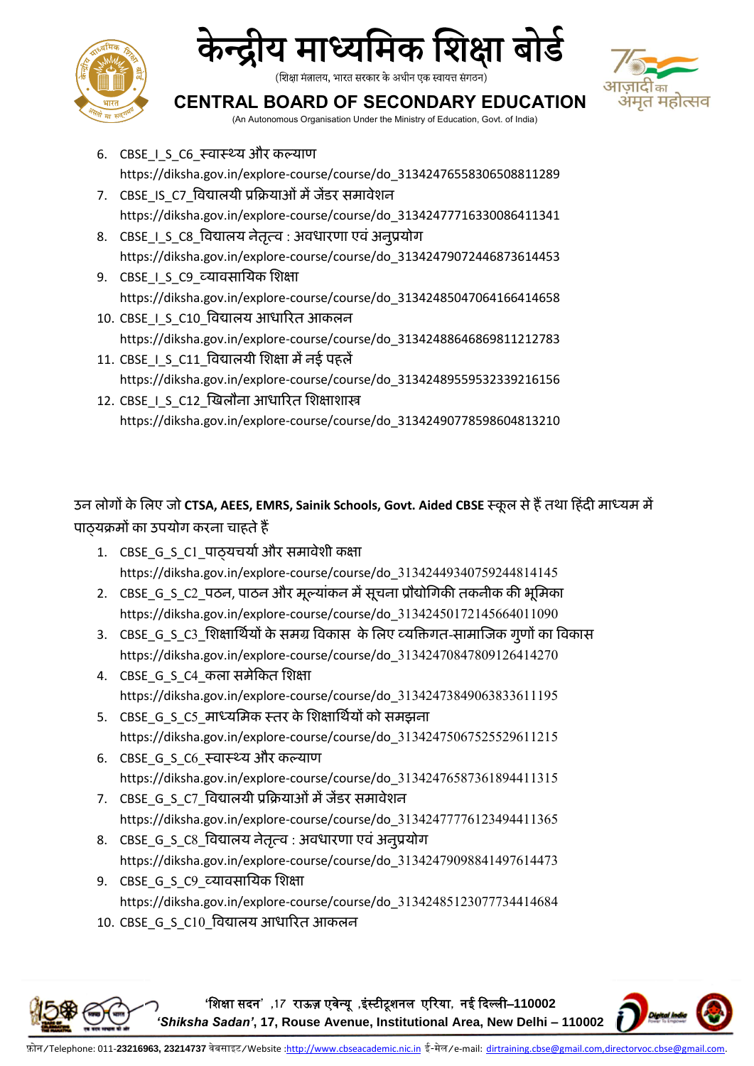6. CBSE_I_S_C6_स्वास्थ्य और कल्याण
   https://diksha.gov.in/explore-course/course/do_31342476558306508811289
7. CBSE_IS_C7_विद्यालयी प्रक्रियाओं में जेंडर समावेशन
   https://diksha.gov.in/explore-course/course/do_31342477716330086411341
8. CBSE_I_S_C8_विद्यालय नेतृत्व : अवधारणा एवं अनुप्रयोग
   https://diksha.gov.in/explore-course/course/do_31342479072446873614453
9. CBSE_I_S_C9_व्यावसायिक शिक्षा
   https://diksha.gov.in/explore-course/course/do_31342485047064166414658
10. CBSE_I_S_C10_विद्यालय आधारित आकलन
    https://diksha.gov.in/explore-course/course/do_31342488646869811212783
11. CBSE_I_S_C11_विद्यालयी शिक्षा में नई पहलें
    https://diksha.gov.in/explore-course/course/do_31342489559532339216156
12. CBSE_I_S_C12_खिलौना आधारित शिक्षाशास्त्र
    https://diksha.gov.in/explore-course/course/do_31342490778598604813210

उन लोगों के लिए जो **CTSA, AEES, EMRS, Sainik Schools, Govt. Aided CBSE** स्कूल से हैं तथा हिंदी माध्यम में पाठ्यक्रमों का उपयोग करना चाहते हैं

1. CBSE_G_S_C1_पाठ्यचर्या और समावेशी कक्षा
   https://diksha.gov.in/explore-course/course/do_31342449340759244814145
2. CBSE_G_S_C2_पठन, पाठन और मूल्यांकन में सूचना प्रौद्योगिकी तकनीक की भूमिका
   https://diksha.gov.in/explore-course/course/do_31342450172145664011090
3. CBSE_G_S_C3_शिक्षार्थियों के समग्र विकास के लिए व्यक्तिगत-सामाजिक गुणों का विकास
   https://diksha.gov.in/explore-course/course/do_31342470847809126414270
4. CBSE_G_S_C4_कला समेकित शिक्षा
   https://diksha.gov.in/explore-course/course/do_31342473849063833611195
5. CBSE_G_S_C5_माध्यमिक स्तर के शिक्षार्थियों को समझना
   https://diksha.gov.in/explore-course/course/do_31342475067525529611215
6. CBSE_G_S_C6_स्वास्थ्य और कल्याण
   https://diksha.gov.in/explore-course/course/do_31342476587361894411315
7. CBSE_G_S_C7_विद्यालयी प्रक्रियाओं में जेंडर समावेशन
   https://diksha.gov.in/explore-course/course/do_31342477776123494411365
8. CBSE_G_S_C8_विद्यालय नेतृत्व : अवधारणा एवं अनुप्रयोग
   https://diksha.gov.in/explore-course/course/do_31342479098841497614473
9. CBSE_G_S_C9_व्यावसायिक शिक्षा
   https://diksha.gov.in/explore-course/course/do_31342485123077734414684
10. CBSE_G_S_C10_विद्यालय आधारित आकलन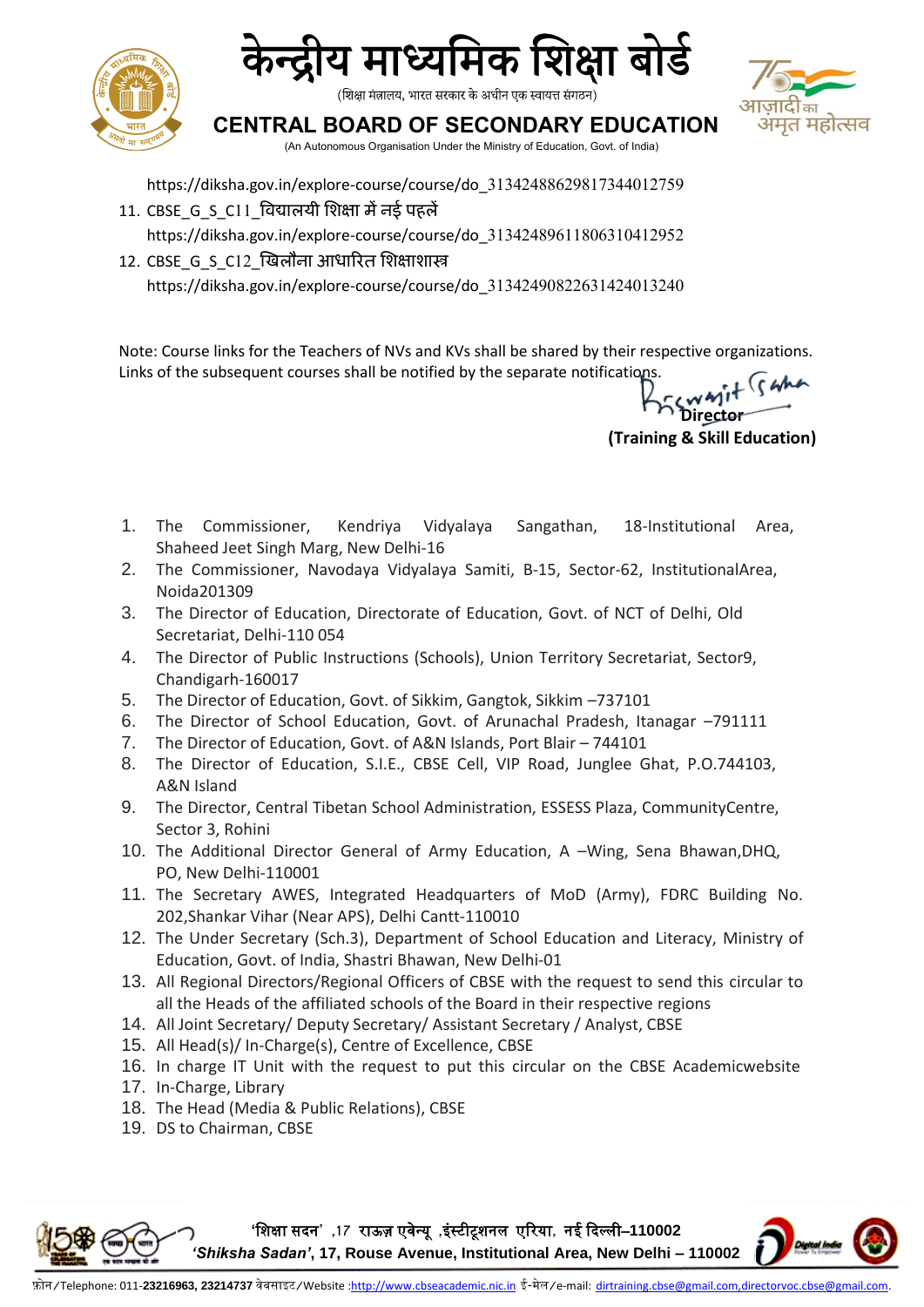https://diksha.gov.in/explore-course/course/do_31342488629817344012759

11. CBSE_G_S_C11_विद्यालयी शिक्षा में नई पहलें
    https://diksha.gov.in/explore-course/course/do_31342489611806310412952
12. CBSE_G_S_C12_खिलौना आधारित शिक्षाशास्त्र
    https://diksha.gov.in/explore-course/course/do_31342490822631424013240

Note: Course links for the Teachers of NVs and KVs shall be shared by their respective organizations. Links of the subsequent courses shall be notified by the separate notifications.

**Director**
**(Training & Skill Education)**

1. The Commissioner, Kendriya Vidyalaya Sangathan, 18-Institutional Area, Shaheed Jeet Singh Marg, New Delhi-16
2. The Commissioner, Navodaya Vidyalaya Samiti, B-15, Sector-62, InstitutionalArea, Noida201309
3. The Director of Education, Directorate of Education, Govt. of NCT of Delhi, Old Secretariat, Delhi-110 054
4. The Director of Public Instructions (Schools), Union Territory Secretariat, Sector9, Chandigarh-160017
5. The Director of Education, Govt. of Sikkim, Gangtok, Sikkim –737101
6. The Director of School Education, Govt. of Arunachal Pradesh, Itanagar –791111
7. The Director of Education, Govt. of A&N Islands, Port Blair – 744101
8. The Director of Education, S.I.E., CBSE Cell, VIP Road, Junglee Ghat, P.O.744103, A&N Island
9. The Director, Central Tibetan School Administration, ESSESS Plaza, CommunityCentre, Sector 3, Rohini
10. The Additional Director General of Army Education, A –Wing, Sena Bhawan,DHQ, PO, New Delhi-110001
11. The Secretary AWES, Integrated Headquarters of MoD (Army), FDRC Building No. 202,Shankar Vihar (Near APS), Delhi Cantt-110010
12. The Under Secretary (Sch.3), Department of School Education and Literacy, Ministry of Education, Govt. of India, Shastri Bhawan, New Delhi-01
13. All Regional Directors/Regional Officers of CBSE with the request to send this circular to all the Heads of the affiliated schools of the Board in their respective regions
14. All Joint Secretary/ Deputy Secretary/ Assistant Secretary / Analyst, CBSE
15. All Head(s)/ In-Charge(s), Centre of Excellence, CBSE
16. In charge IT Unit with the request to put this circular on the CBSE Academicwebsite
17. In-Charge, Library
18. The Head (Media & Public Relations), CBSE
19. DS to Chairman, CBSE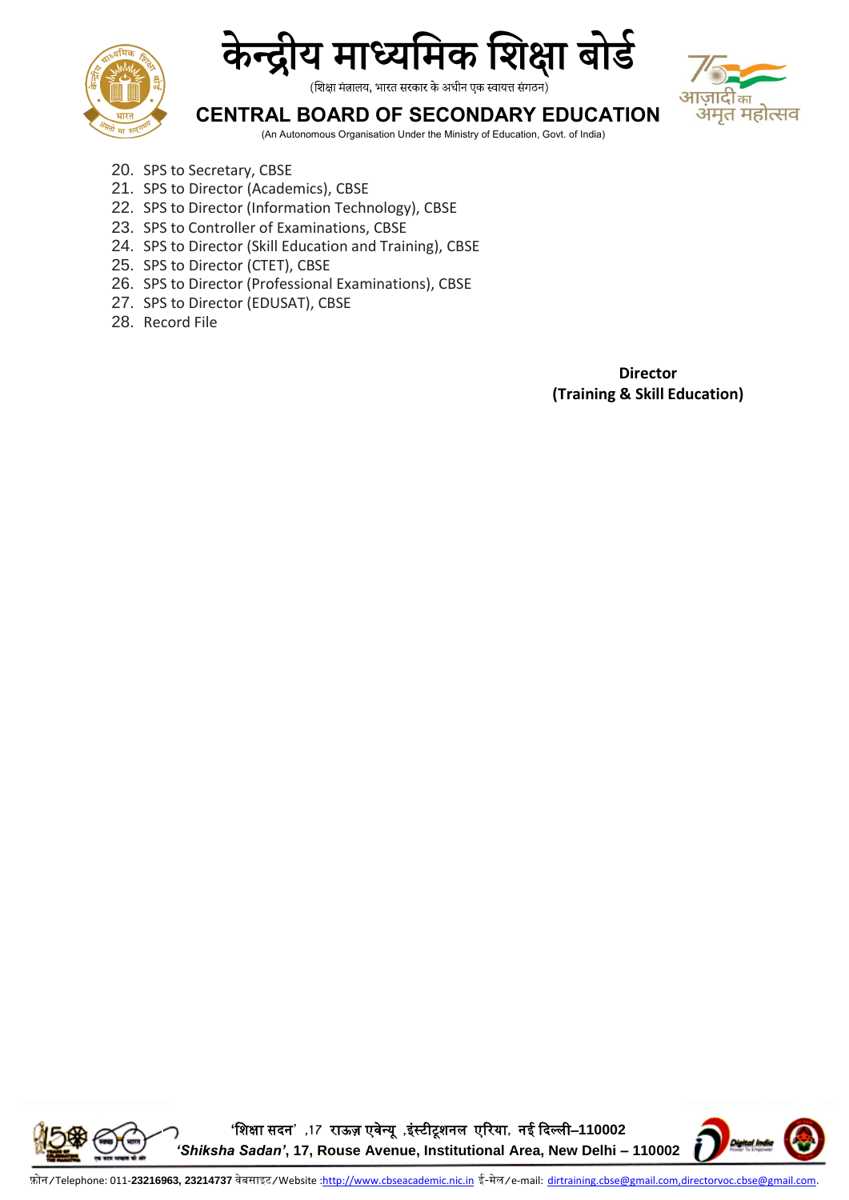20. SPS to Secretary, CBSE
21. SPS to Director (Academics), CBSE
22. SPS to Director (Information Technology), CBSE
23. SPS to Controller of Examinations, CBSE
24. SPS to Director (Skill Education and Training), CBSE
25. SPS to Director (CTET), CBSE
26. SPS to Director (Professional Examinations), CBSE
27. SPS to Director (EDUSAT), CBSE
28. Record File

**Director**
**(Training & Skill Education)**